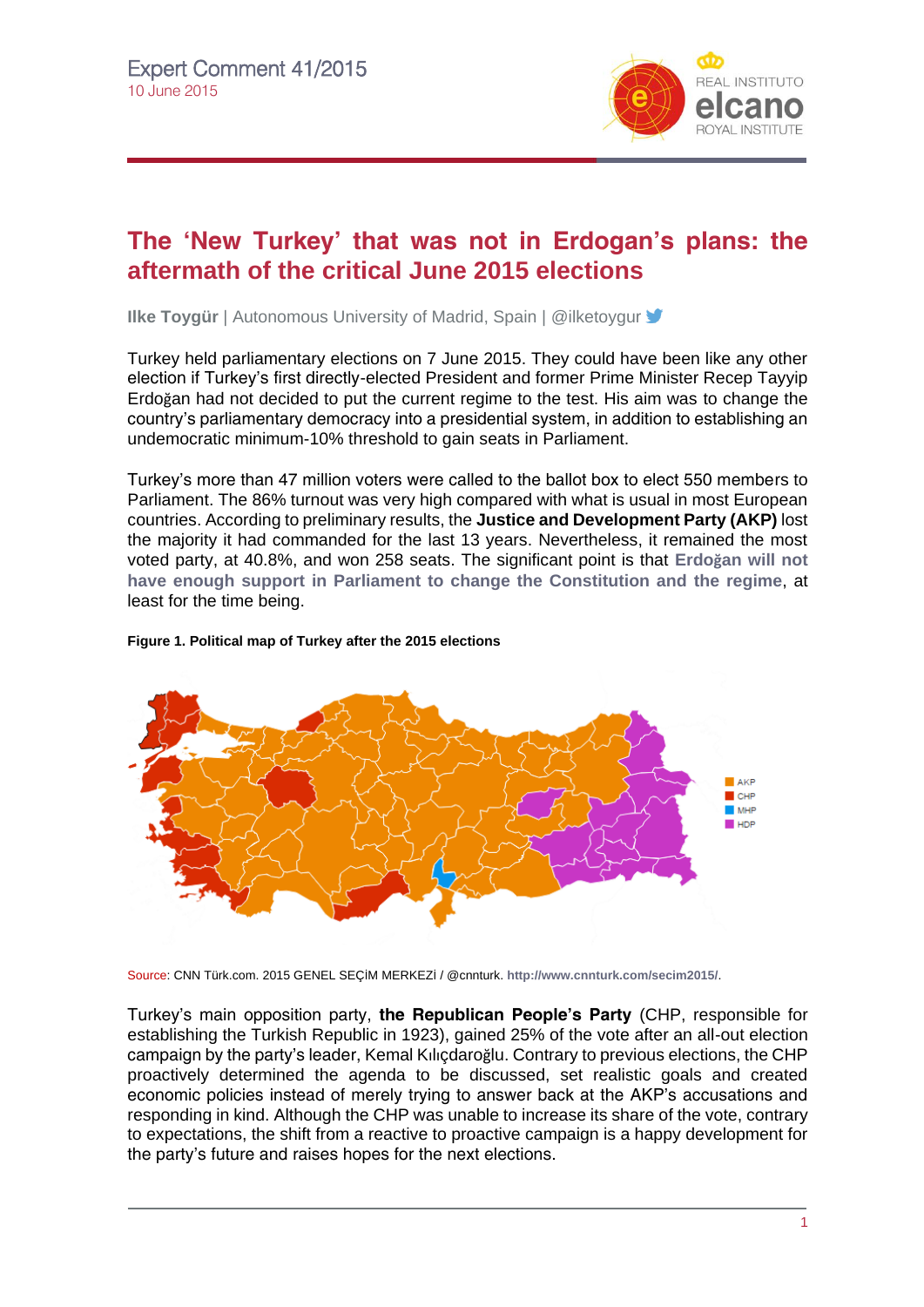Expert Comment 41/2015
10 June 2015

# The 'New Turkey' that was not in Erdogan's plans: the aftermath of the critical June 2015 elections

**Ilke Toygür** | Autonomous University of Madrid, Spain | @ilketoygur

Turkey held parliamentary elections on 7 June 2015. They could have been like any other election if Turkey's first directly-elected President and former Prime Minister Recep Tayyip Erdoğan had not decided to put the current regime to the test. His aim was to change the country's parliamentary democracy into a presidential system, in addition to establishing an undemocratic minimum-10% threshold to gain seats in Parliament.

Turkey's more than 47 million voters were called to the ballot box to elect 550 members to Parliament. The 86% turnout was very high compared with what is usual in most European countries. According to preliminary results, the **Justice and Development Party (AKP)** lost the majority it had commanded for the last 13 years. Nevertheless, it remained the most voted party, at 40.8%, and won 258 seats. The significant point is that **Erdoğan will not have enough support in Parliament to change the Constitution and the regime**, at least for the time being.

**Figure 1. Political map of Turkey after the 2015 elections**

Source: CNN Türk.com. 2015 GENEL SEÇİM MERKEZİ / @cnnturk. http://www.cnnturk.com/secim2015/.

Turkey's main opposition party, **the Republican People's Party** (CHP, responsible for establishing the Turkish Republic in 1923), gained 25% of the vote after an all-out election campaign by the party's leader, Kemal Kılıçdaroğlu. Contrary to previous elections, the CHP proactively determined the agenda to be discussed, set realistic goals and created economic policies instead of merely trying to answer back at the AKP's accusations and responding in kind. Although the CHP was unable to increase its share of the vote, contrary to expectations, the shift from a reactive to proactive campaign is a happy development for the party's future and raises hopes for the next elections.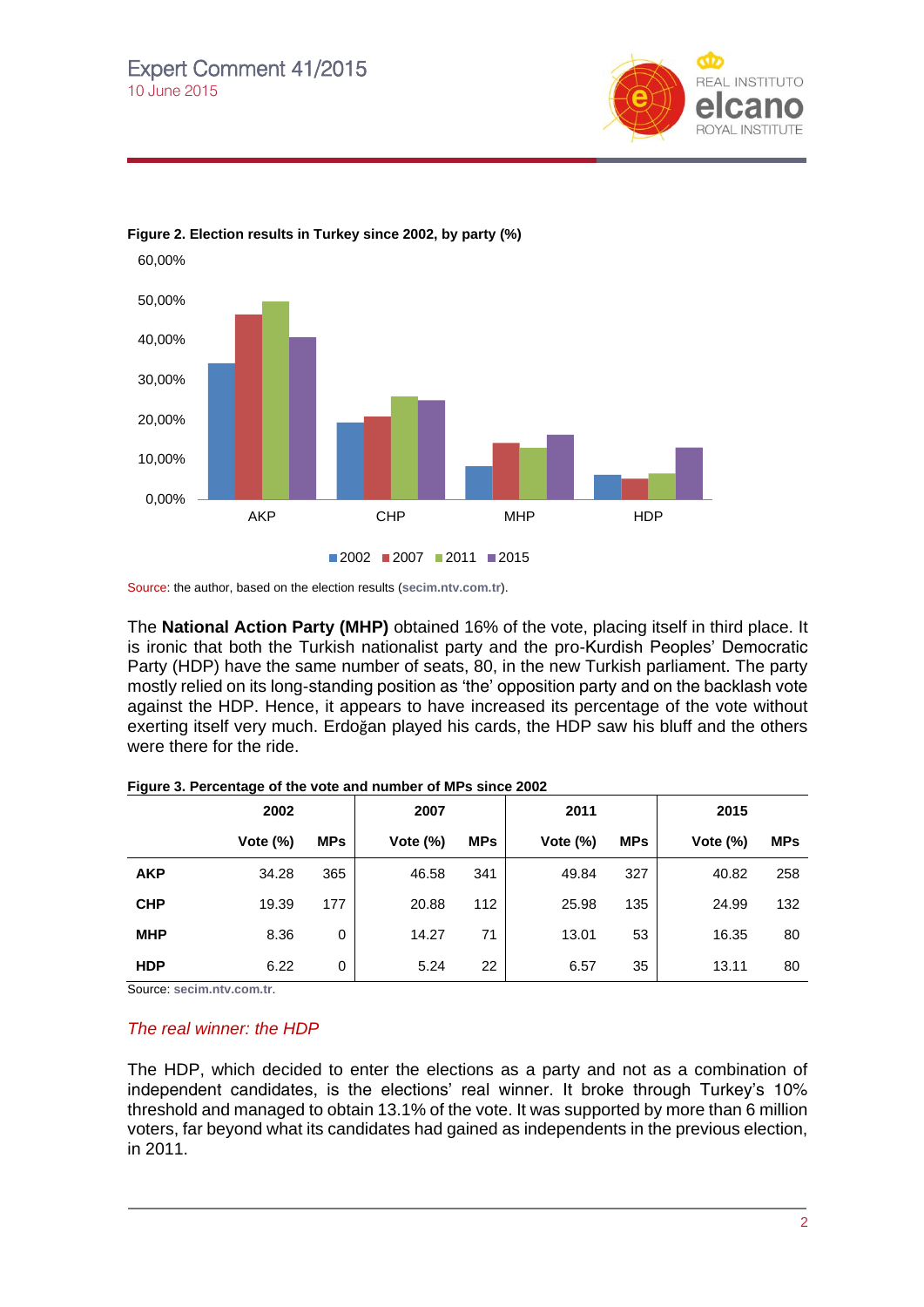**Figure 2. Election results in Turkey since 2002, by party (%)**

Source: the author, based on the election results (**secim.ntv.com.tr**).

The **National Action Party (MHP)** obtained 16% of the vote, placing itself in third place. It is ironic that both the Turkish nationalist party and the pro-Kurdish Peoples' Democratic Party (HDP) have the same number of seats, 80, in the new Turkish parliament. The party mostly relied on its long-standing position as 'the' opposition party and on the backlash vote against the HDP. Hence, it appears to have increased its percentage of the vote without exerting itself very much. Erdoğan played his cards, the HDP saw his bluff and the others were there for the ride.

**Figure 3. Percentage of the vote and number of MPs since 2002**

| | 2002 | | 2007 | | 2011 | | 2015 | |
|---|---|---|---|---|---|---|---|---|
| | **Vote (%)** | **MPs** | **Vote (%)** | **MPs** | **Vote (%)** | **MPs** | **Vote (%)** | **MPs** |
| **AKP** | 34.28 | 365 | 46.58 | 341 | 49.84 | 327 | 40.82 | 258 |
| **CHP** | 19.39 | 177 | 20.88 | 112 | 25.98 | 135 | 24.99 | 132 |
| **MHP** | 8.36 | 0 | 14.27 | 71 | 13.01 | 53 | 16.35 | 80 |
| **HDP** | 6.22 | 0 | 5.24 | 22 | 6.57 | 35 | 13.11 | 80 |

Source: **secim.ntv.com.tr**.

## *The real winner: the HDP*

The HDP, which decided to enter the elections as a party and not as a combination of independent candidates, is the elections' real winner. It broke through Turkey's 10% threshold and managed to obtain 13.1% of the vote. It was supported by more than 6 million voters, far beyond what its candidates had gained as independents in the previous election, in 2011.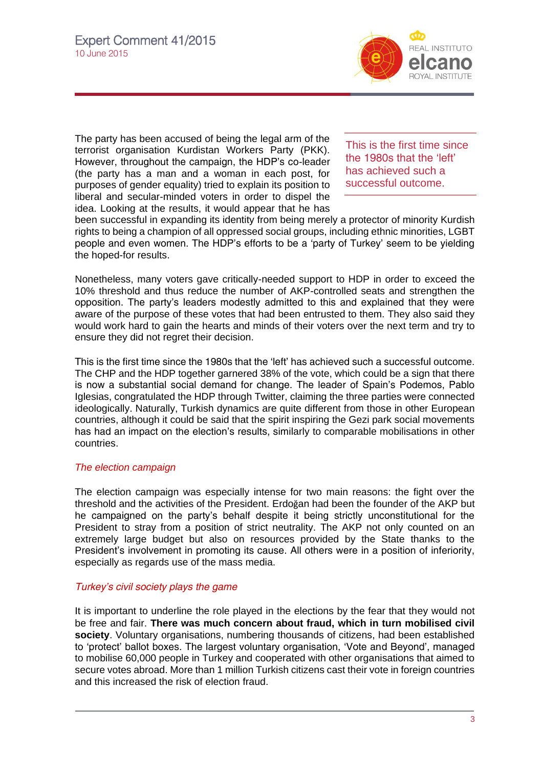The party has been accused of being the legal arm of the terrorist organisation Kurdistan Workers Party (PKK). However, throughout the campaign, the HDP's co-leader (the party has a man and a woman in each post, for purposes of gender equality) tried to explain its position to liberal and secular-minded voters in order to dispel the idea. Looking at the results, it would appear that he has been successful in expanding its identity from being merely a protector of minority Kurdish rights to being a champion of all oppressed social groups, including ethnic minorities, LGBT people and even women. The HDP's efforts to be a 'party of Turkey' seem to be yielding the hoped-for results.

> This is the first time since the 1980s that the 'left' has achieved such a successful outcome.

Nonetheless, many voters gave critically-needed support to HDP in order to exceed the 10% threshold and thus reduce the number of AKP-controlled seats and strengthen the opposition. The party's leaders modestly admitted to this and explained that they were aware of the purpose of these votes that had been entrusted to them. They also said they would work hard to gain the hearts and minds of their voters over the next term and try to ensure they did not regret their decision.

This is the first time since the 1980s that the 'left' has achieved such a successful outcome. The CHP and the HDP together garnered 38% of the vote, which could be a sign that there is now a substantial social demand for change. The leader of Spain's Podemos, Pablo Iglesias, congratulated the HDP through Twitter, claiming the three parties were connected ideologically. Naturally, Turkish dynamics are quite different from those in other European countries, although it could be said that the spirit inspiring the Gezi park social movements has had an impact on the election's results, similarly to comparable mobilisations in other countries.

### *The election campaign*

The election campaign was especially intense for two main reasons: the fight over the threshold and the activities of the President. Erdoğan had been the founder of the AKP but he campaigned on the party's behalf despite it being strictly unconstitutional for the President to stray from a position of strict neutrality. The AKP not only counted on an extremely large budget but also on resources provided by the State thanks to the President's involvement in promoting its cause. All others were in a position of inferiority, especially as regards use of the mass media.

### *Turkey's civil society plays the game*

It is important to underline the role played in the elections by the fear that they would not be free and fair. **There was much concern about fraud, which in turn mobilised civil society**. Voluntary organisations, numbering thousands of citizens, had been established to 'protect' ballot boxes. The largest voluntary organisation, 'Vote and Beyond', managed to mobilise 60,000 people in Turkey and cooperated with other organisations that aimed to secure votes abroad. More than 1 million Turkish citizens cast their vote in foreign countries and this increased the risk of election fraud.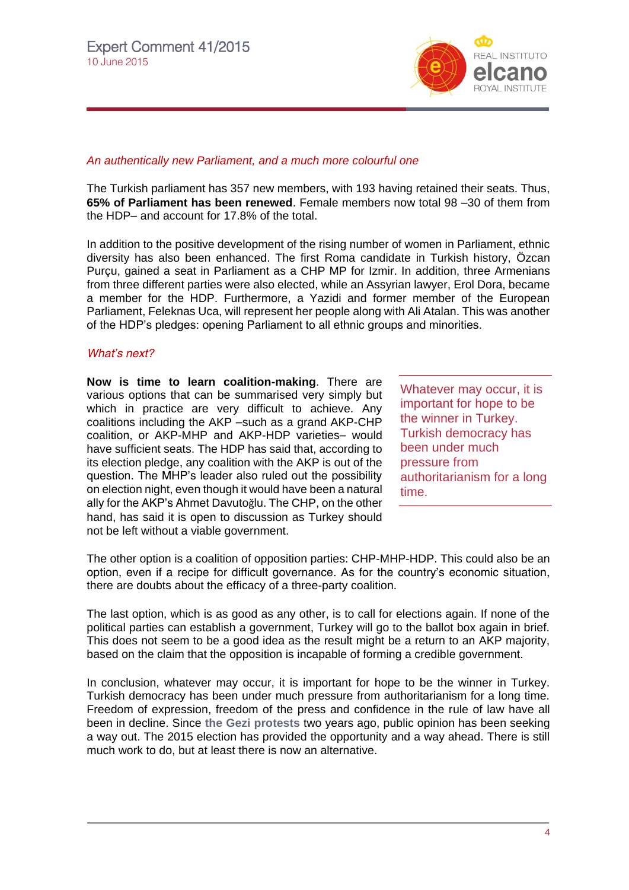*An authentically new Parliament, and a much more colourful one*

The Turkish parliament has 357 new members, with 193 having retained their seats. Thus, **65% of Parliament has been renewed**. Female members now total 98 –30 of them from the HDP– and account for 17.8% of the total.

In addition to the positive development of the rising number of women in Parliament, ethnic diversity has also been enhanced. The first Roma candidate in Turkish history, Özcan Purçu, gained a seat in Parliament as a CHP MP for Izmir. In addition, three Armenians from three different parties were also elected, while an Assyrian lawyer, Erol Dora, became a member for the HDP. Furthermore, a Yazidi and former member of the European Parliament, Feleknas Uca, will represent her people along with Ali Atalan. This was another of the HDP's pledges: opening Parliament to all ethnic groups and minorities.

*What's next?*

**Now is time to learn coalition-making**. There are various options that can be summarised very simply but which in practice are very difficult to achieve. Any coalitions including the AKP –such as a grand AKP-CHP coalition, or AKP-MHP and AKP-HDP varieties– would have sufficient seats. The HDP has said that, according to its election pledge, any coalition with the AKP is out of the question. The MHP's leader also ruled out the possibility on election night, even though it would have been a natural ally for the AKP's Ahmet Davutoğlu. The CHP, on the other hand, has said it is open to discussion as Turkey should not be left without a viable government.

> Whatever may occur, it is important for hope to be the winner in Turkey. Turkish democracy has been under much pressure from authoritarianism for a long time.

The other option is a coalition of opposition parties: CHP-MHP-HDP. This could also be an option, even if a recipe for difficult governance. As for the country's economic situation, there are doubts about the efficacy of a three-party coalition.

The last option, which is as good as any other, is to call for elections again. If none of the political parties can establish a government, Turkey will go to the ballot box again in brief. This does not seem to be a good idea as the result might be a return to an AKP majority, based on the claim that the opposition is incapable of forming a credible government.

In conclusion, whatever may occur, it is important for hope to be the winner in Turkey. Turkish democracy has been under much pressure from authoritarianism for a long time. Freedom of expression, freedom of the press and confidence in the rule of law have all been in decline. Since **the Gezi protests** two years ago, public opinion has been seeking a way out. The 2015 election has provided the opportunity and a way ahead. There is still much work to do, but at least there is now an alternative.